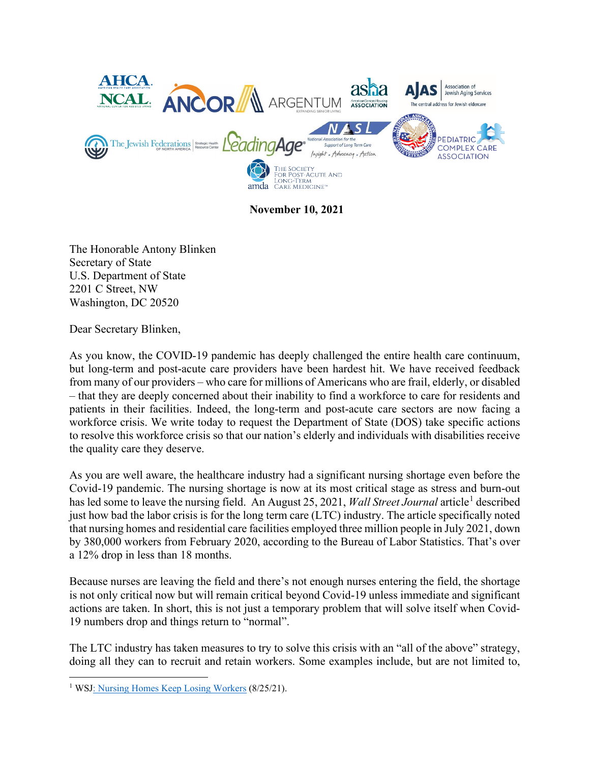**November 10, 2021**

The Honorable Antony Blinken
Secretary of State
U.S. Department of State
2201 C Street, NW
Washington, DC 20520

Dear Secretary Blinken,

As you know, the COVID-19 pandemic has deeply challenged the entire health care continuum, but long-term and post-acute care providers have been hardest hit. We have received feedback from many of our providers – who care for millions of Americans who are frail, elderly, or disabled – that they are deeply concerned about their inability to find a workforce to care for residents and patients in their facilities. Indeed, the long-term and post-acute care sectors are now facing a workforce crisis. We write today to request the Department of State (DOS) take specific actions to resolve this workforce crisis so that our nation's elderly and individuals with disabilities receive the quality care they deserve.

As you are well aware, the healthcare industry had a significant nursing shortage even before the Covid-19 pandemic. The nursing shortage is now at its most critical stage as stress and burn-out has led some to leave the nursing field. An August 25, 2021, *Wall Street Journal* article[1] described just how bad the labor crisis is for the long term care (LTC) industry. The article specifically noted that nursing homes and residential care facilities employed three million people in July 2021, down by 380,000 workers from February 2020, according to the Bureau of Labor Statistics. That's over a 12% drop in less than 18 months.

Because nurses are leaving the field and there's not enough nurses entering the field, the shortage is not only critical now but will remain critical beyond Covid-19 unless immediate and significant actions are taken. In short, this is not just a temporary problem that will solve itself when Covid-19 numbers drop and things return to "normal".

The LTC industry has taken measures to try to solve this crisis with an "all of the above" strategy, doing all they can to recruit and retain workers. Some examples include, but are not limited to,

---

[1] WSJ: Nursing Homes Keep Losing Workers (8/25/21).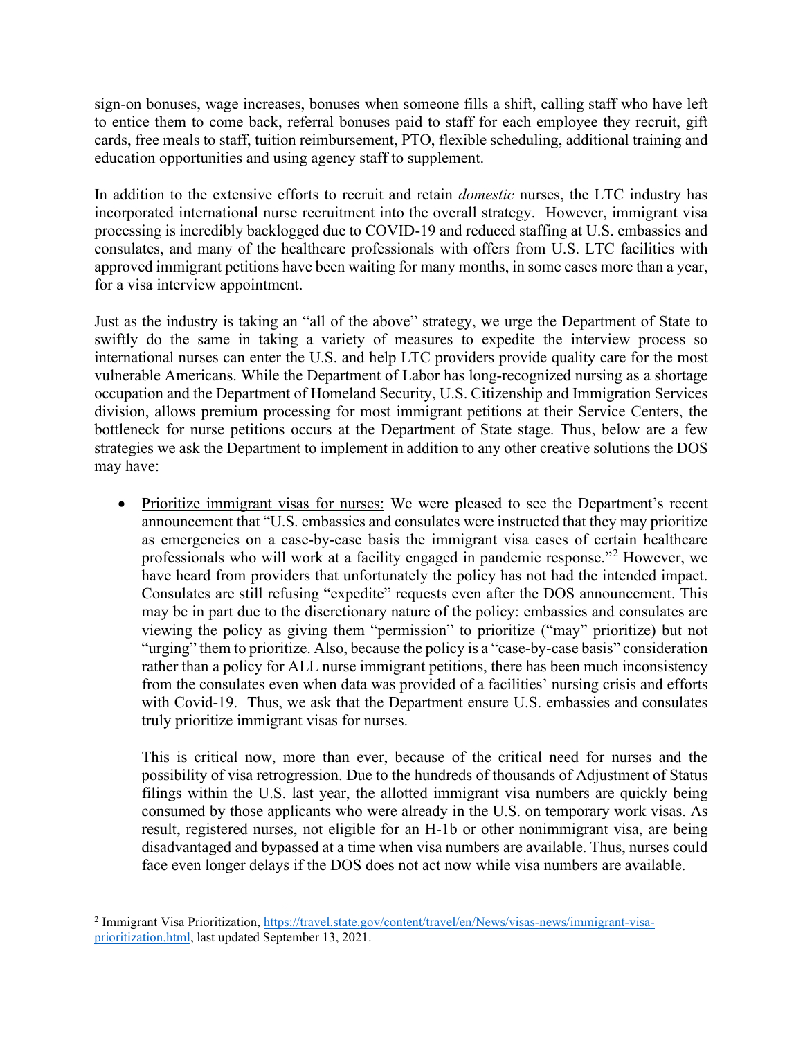sign-on bonuses, wage increases, bonuses when someone fills a shift, calling staff who have left to entice them to come back, referral bonuses paid to staff for each employee they recruit, gift cards, free meals to staff, tuition reimbursement, PTO, flexible scheduling, additional training and education opportunities and using agency staff to supplement.

In addition to the extensive efforts to recruit and retain *domestic* nurses, the LTC industry has incorporated international nurse recruitment into the overall strategy. However, immigrant visa processing is incredibly backlogged due to COVID-19 and reduced staffing at U.S. embassies and consulates, and many of the healthcare professionals with offers from U.S. LTC facilities with approved immigrant petitions have been waiting for many months, in some cases more than a year, for a visa interview appointment.

Just as the industry is taking an "all of the above" strategy, we urge the Department of State to swiftly do the same in taking a variety of measures to expedite the interview process so international nurses can enter the U.S. and help LTC providers provide quality care for the most vulnerable Americans. While the Department of Labor has long-recognized nursing as a shortage occupation and the Department of Homeland Security, U.S. Citizenship and Immigration Services division, allows premium processing for most immigrant petitions at their Service Centers, the bottleneck for nurse petitions occurs at the Department of State stage. Thus, below are a few strategies we ask the Department to implement in addition to any other creative solutions the DOS may have:

- <u>Prioritize immigrant visas for nurses:</u> We were pleased to see the Department's recent announcement that "U.S. embassies and consulates were instructed that they may prioritize as emergencies on a case-by-case basis the immigrant visa cases of certain healthcare professionals who will work at a facility engaged in pandemic response."[2] However, we have heard from providers that unfortunately the policy has not had the intended impact. Consulates are still refusing "expedite" requests even after the DOS announcement. This may be in part due to the discretionary nature of the policy: embassies and consulates are viewing the policy as giving them "permission" to prioritize ("may" prioritize) but not "urging" them to prioritize. Also, because the policy is a "case-by-case basis" consideration rather than a policy for ALL nurse immigrant petitions, there has been much inconsistency from the consulates even when data was provided of a facilities' nursing crisis and efforts with Covid-19. Thus, we ask that the Department ensure U.S. embassies and consulates truly prioritize immigrant visas for nurses.

  This is critical now, more than ever, because of the critical need for nurses and the possibility of visa retrogression. Due to the hundreds of thousands of Adjustment of Status filings within the U.S. last year, the allotted immigrant visa numbers are quickly being consumed by those applicants who were already in the U.S. on temporary work visas. As result, registered nurses, not eligible for an H-1b or other nonimmigrant visa, are being disadvantaged and bypassed at a time when visa numbers are available. Thus, nurses could face even longer delays if the DOS does not act now while visa numbers are available.

---

[2] Immigrant Visa Prioritization, https://travel.state.gov/content/travel/en/News/visas-news/immigrant-visa-prioritization.html, last updated September 13, 2021.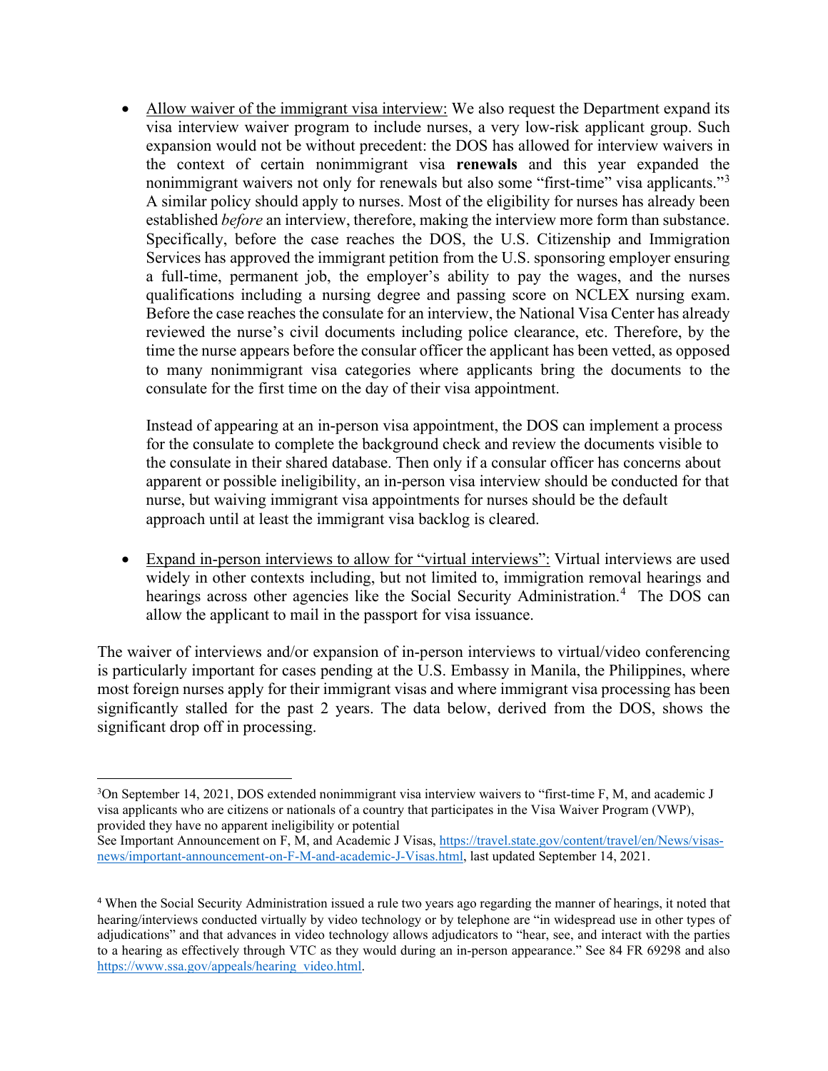- Allow waiver of the immigrant visa interview: We also request the Department expand its visa interview waiver program to include nurses, a very low-risk applicant group. Such expansion would not be without precedent: the DOS has allowed for interview waivers in the context of certain nonimmigrant visa **renewals** and this year expanded the nonimmigrant waivers not only for renewals but also some "first-time" visa applicants."[3] A similar policy should apply to nurses. Most of the eligibility for nurses has already been established *before* an interview, therefore, making the interview more form than substance. Specifically, before the case reaches the DOS, the U.S. Citizenship and Immigration Services has approved the immigrant petition from the U.S. sponsoring employer ensuring a full-time, permanent job, the employer's ability to pay the wages, and the nurses qualifications including a nursing degree and passing score on NCLEX nursing exam. Before the case reaches the consulate for an interview, the National Visa Center has already reviewed the nurse's civil documents including police clearance, etc. Therefore, by the time the nurse appears before the consular officer the applicant has been vetted, as opposed to many nonimmigrant visa categories where applicants bring the documents to the consulate for the first time on the day of their visa appointment.

  Instead of appearing at an in-person visa appointment, the DOS can implement a process for the consulate to complete the background check and review the documents visible to the consulate in their shared database. Then only if a consular officer has concerns about apparent or possible ineligibility, an in-person visa interview should be conducted for that nurse, but waiving immigrant visa appointments for nurses should be the default approach until at least the immigrant visa backlog is cleared.

- Expand in-person interviews to allow for "virtual interviews": Virtual interviews are used widely in other contexts including, but not limited to, immigration removal hearings and hearings across other agencies like the Social Security Administration.[4] The DOS can allow the applicant to mail in the passport for visa issuance.

The waiver of interviews and/or expansion of in-person interviews to virtual/video conferencing is particularly important for cases pending at the U.S. Embassy in Manila, the Philippines, where most foreign nurses apply for their immigrant visas and where immigrant visa processing has been significantly stalled for the past 2 years. The data below, derived from the DOS, shows the significant drop off in processing.

---

[3] On September 14, 2021, DOS extended nonimmigrant visa interview waivers to "first-time F, M, and academic J visa applicants who are citizens or nationals of a country that participates in the Visa Waiver Program (VWP), provided they have no apparent ineligibility or potential
See Important Announcement on F, M, and Academic J Visas, https://travel.state.gov/content/travel/en/News/visas-news/important-announcement-on-F-M-and-academic-J-Visas.html, last updated September 14, 2021.

[4] When the Social Security Administration issued a rule two years ago regarding the manner of hearings, it noted that hearing/interviews conducted virtually by video technology or by telephone are "in widespread use in other types of adjudications" and that advances in video technology allows adjudicators to "hear, see, and interact with the parties to a hearing as effectively through VTC as they would during an in-person appearance." See 84 FR 69298 and also https://www.ssa.gov/appeals/hearing_video.html.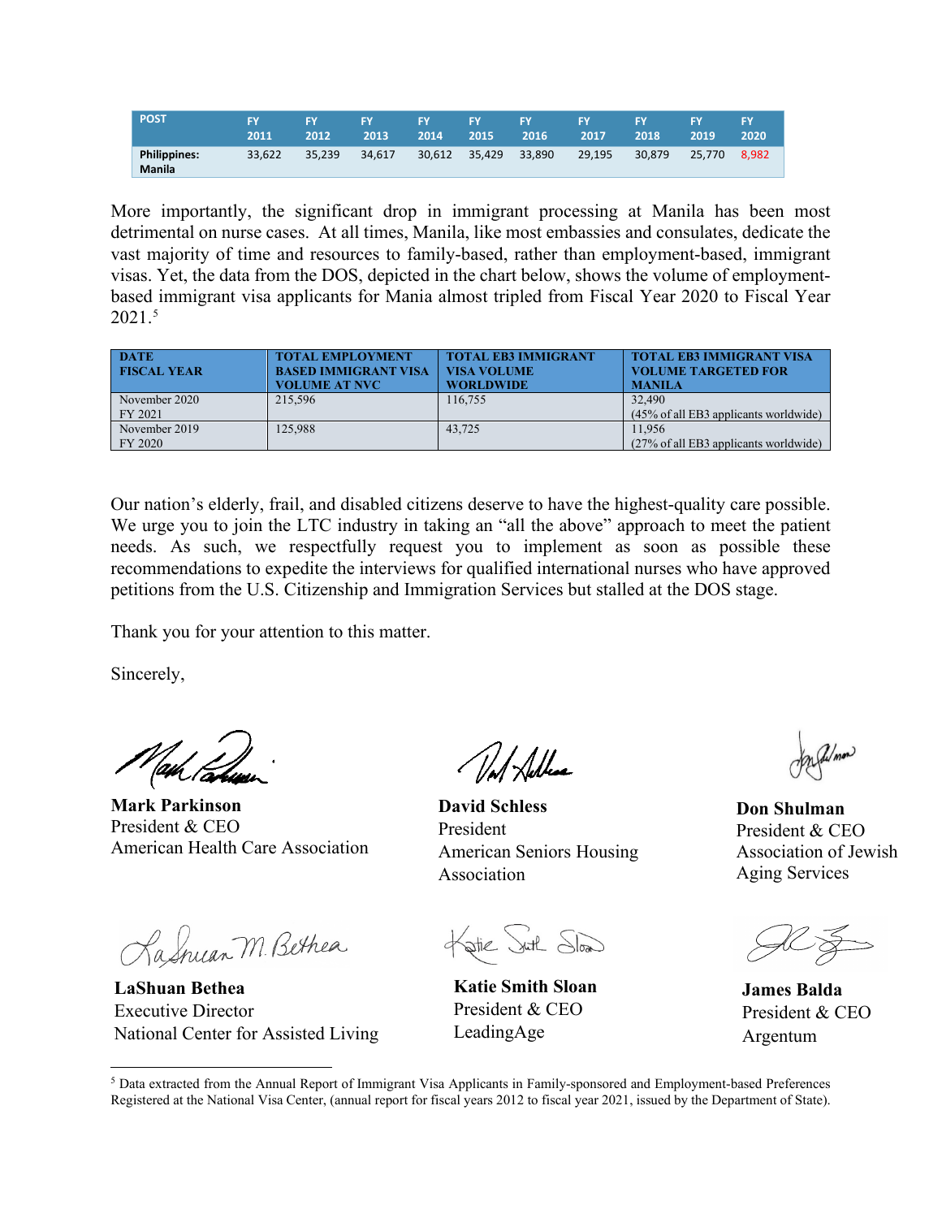| POST | FY 2011 | FY 2012 | FY 2013 | FY 2014 | FY 2015 | FY 2016 | FY 2017 | FY 2018 | FY 2019 | FY 2020 |
|---|---|---|---|---|---|---|---|---|---|---|
| Philippines: Manila | 33,622 | 35,239 | 34,617 | 30,612 | 35,429 | 33,890 | 29,195 | 30,879 | 25,770 | 8,982 |

More importantly, the significant drop in immigrant processing at Manila has been most detrimental on nurse cases. At all times, Manila, like most embassies and consulates, dedicate the vast majority of time and resources to family-based, rather than employment-based, immigrant visas. Yet, the data from the DOS, depicted in the chart below, shows the volume of employment-based immigrant visa applicants for Mania almost tripled from Fiscal Year 2020 to Fiscal Year 2021.[5]

| DATE FISCAL YEAR | TOTAL EMPLOYMENT BASED IMMIGRANT VISA VOLUME AT NVC | TOTAL EB3 IMMIGRANT VISA VOLUME WORLDWIDE | TOTAL EB3 IMMIGRANT VISA VOLUME TARGETED FOR MANILA |
|---|---|---|---|
| November 2020 FY 2021 | 215,596 | 116,755 | 32,490 (45% of all EB3 applicants worldwide) |
| November 2019 FY 2020 | 125,988 | 43,725 | 11,956 (27% of all EB3 applicants worldwide) |

Our nation's elderly, frail, and disabled citizens deserve to have the highest-quality care possible. We urge you to join the LTC industry in taking an "all the above" approach to meet the patient needs. As such, we respectfully request you to implement as soon as possible these recommendations to expedite the interviews for qualified international nurses who have approved petitions from the U.S. Citizenship and Immigration Services but stalled at the DOS stage.

Thank you for your attention to this matter.

Sincerely,

**Mark Parkinson**
President & CEO
American Health Care Association

**David Schless**
President
American Seniors Housing Association

**Don Shulman**
President & CEO
Association of Jewish Aging Services

**LaShuan Bethea**
Executive Director
National Center for Assisted Living

**Katie Smith Sloan**
President & CEO
LeadingAge

**James Balda**
President & CEO
Argentum

[5] Data extracted from the Annual Report of Immigrant Visa Applicants in Family-sponsored and Employment-based Preferences Registered at the National Visa Center, (annual report for fiscal years 2012 to fiscal year 2021, issued by the Department of State).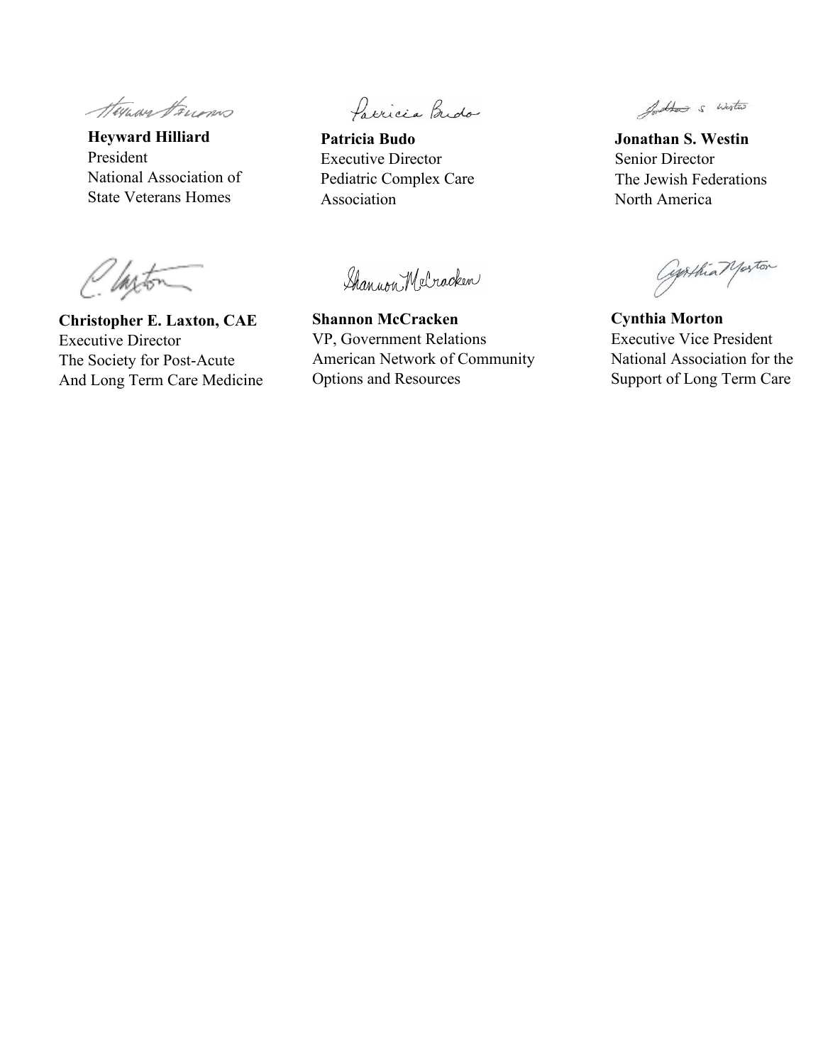**Heyward Hilliard**
President
National Association of
State Veterans Homes

**Patricia Budo**
Executive Director
Pediatric Complex Care
Association

**Jonathan S. Westin**
Senior Director
The Jewish Federations
North America

**Christopher E. Laxton, CAE**
Executive Director
The Society for Post-Acute
And Long Term Care Medicine

**Shannon McCracken**
VP, Government Relations
American Network of Community
Options and Resources

**Cynthia Morton**
Executive Vice President
National Association for the
Support of Long Term Care